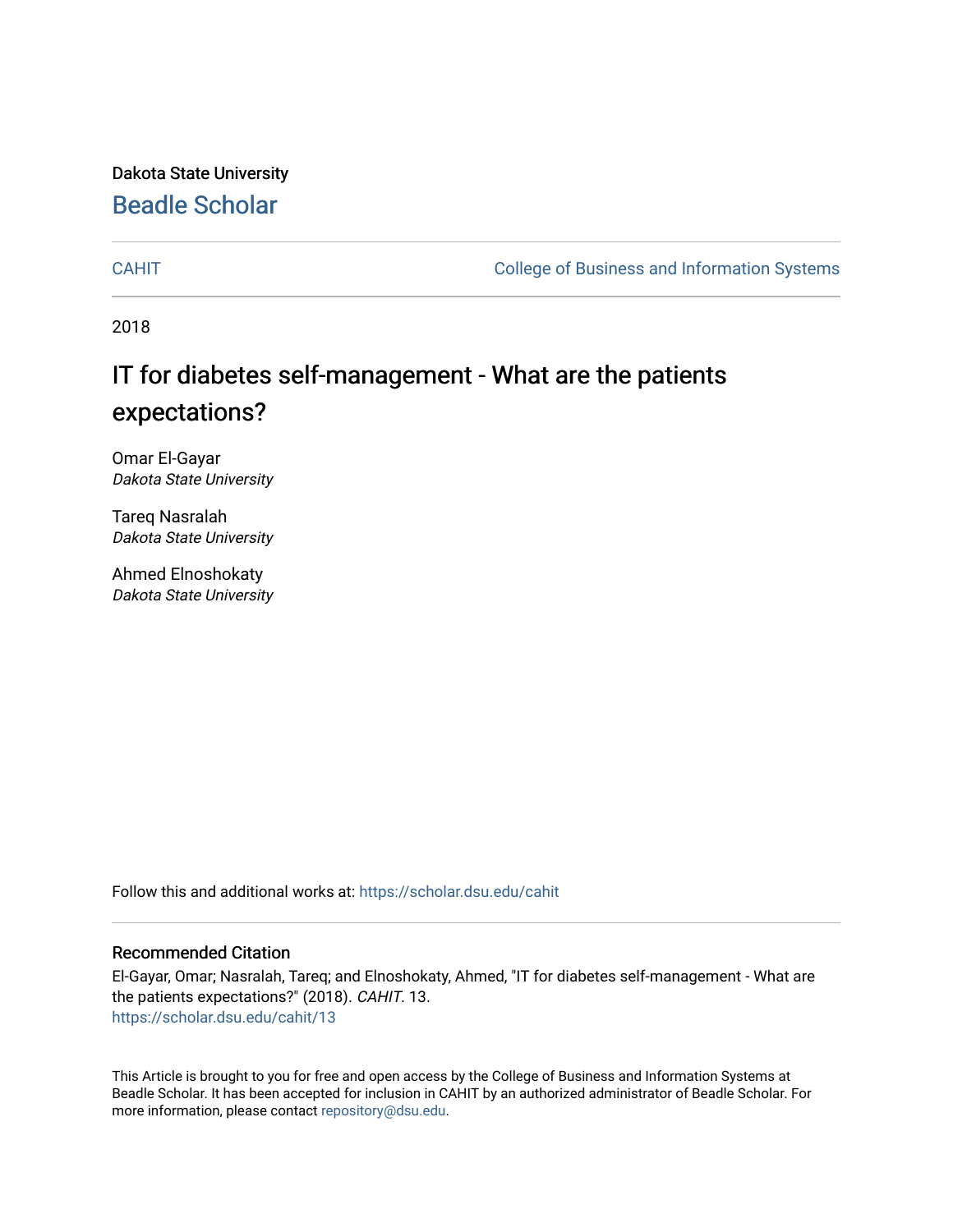Dakota State University

# Beadle Scholar

CAHIT | College of Business and Information Systems

2018

# IT for diabetes self-management - What are the patients expectations?

Omar El-Gayar
*Dakota State University*

Tareq Nasralah
*Dakota State University*

Ahmed Elnoshokaty
*Dakota State University*

Follow this and additional works at: https://scholar.dsu.edu/cahit

## Recommended Citation

El-Gayar, Omar; Nasralah, Tareq; and Elnoshokaty, Ahmed, "IT for diabetes self-management - What are the patients expectations?" (2018). *CAHIT*. 13.
https://scholar.dsu.edu/cahit/13

This Article is brought to you for free and open access by the College of Business and Information Systems at Beadle Scholar. It has been accepted for inclusion in CAHIT by an authorized administrator of Beadle Scholar. For more information, please contact repository@dsu.edu.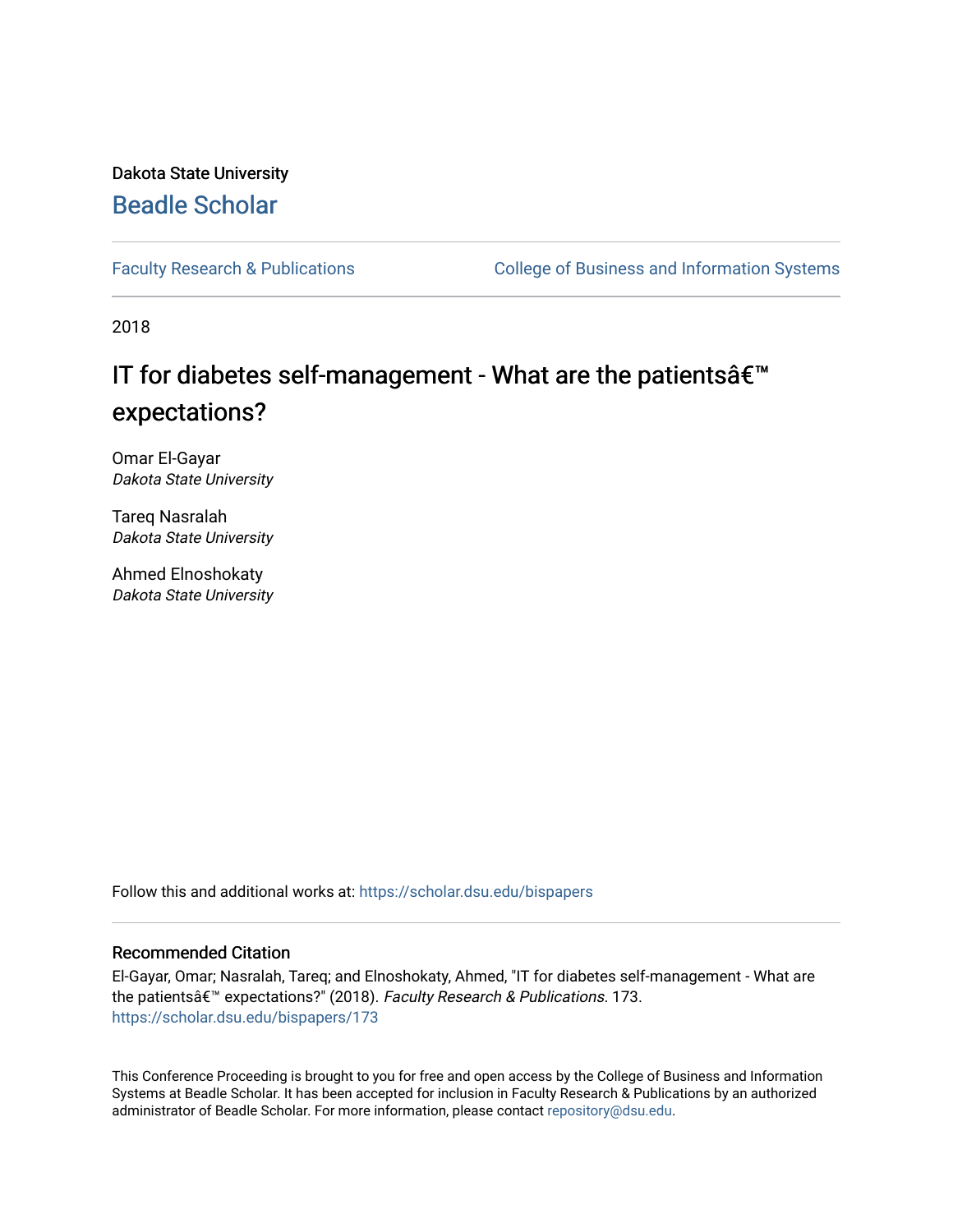Dakota State University

## Beadle Scholar

Faculty Research & Publications

College of Business and Information Systems

2018

# IT for diabetes self-management - What are the patientsâ€™ expectations?

Omar El-Gayar
*Dakota State University*

Tareq Nasralah
*Dakota State University*

Ahmed Elnoshokaty
*Dakota State University*

Follow this and additional works at: https://scholar.dsu.edu/bispapers

### Recommended Citation

El-Gayar, Omar; Nasralah, Tareq; and Elnoshokaty, Ahmed, "IT for diabetes self-management - What are the patientsâ€™ expectations?" (2018). *Faculty Research & Publications*. 173.
https://scholar.dsu.edu/bispapers/173

This Conference Proceeding is brought to you for free and open access by the College of Business and Information Systems at Beadle Scholar. It has been accepted for inclusion in Faculty Research & Publications by an authorized administrator of Beadle Scholar. For more information, please contact repository@dsu.edu.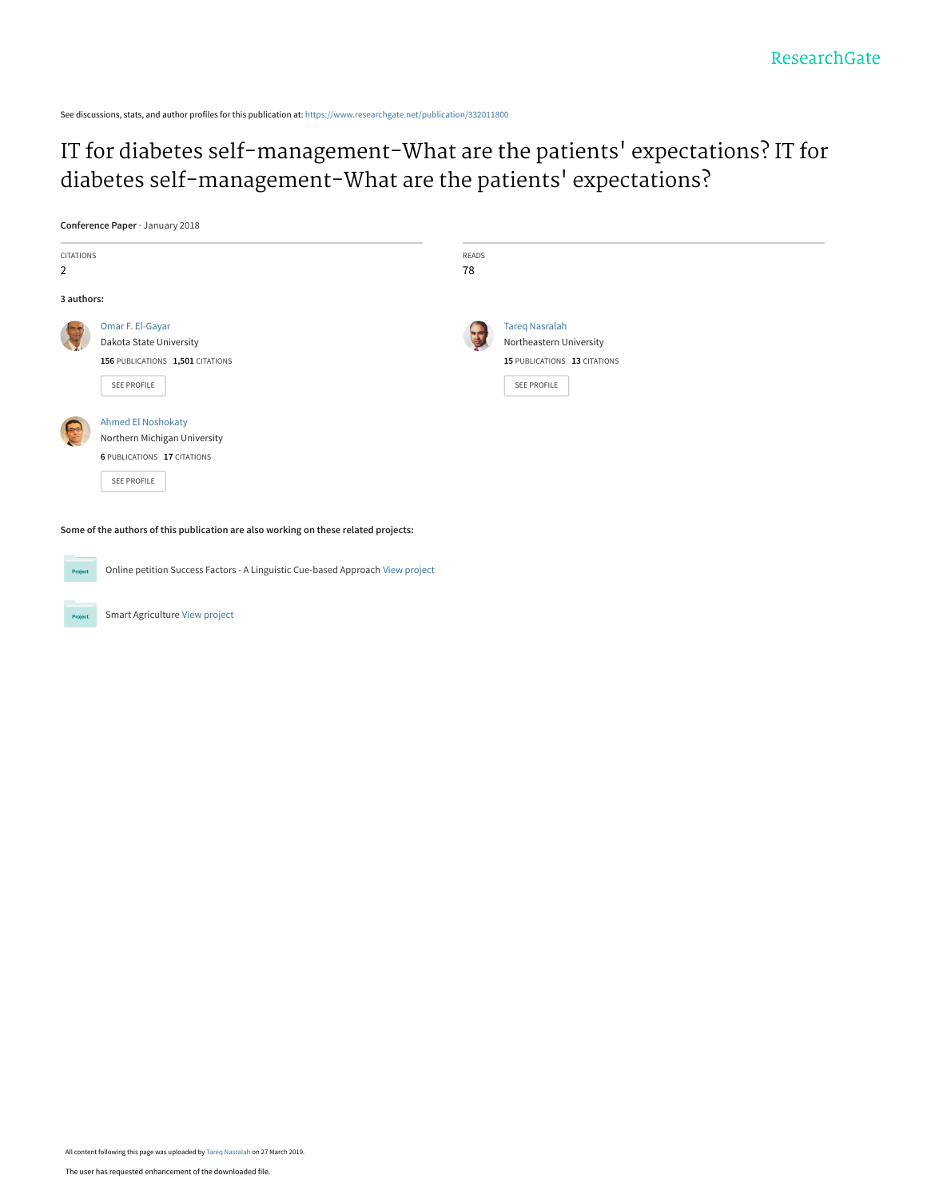See discussions, stats, and author profiles for this publication at: https://www.researchgate.net/publication/332011800

# IT for diabetes self-management-What are the patients' expectations? IT for diabetes self-management-What are the patients' expectations?

**Conference Paper** · January 2018

CITATIONS
2

READS
78

**3 authors:**

Omar F. El-Gayar
Dakota State University
**156** PUBLICATIONS **1,501** CITATIONS
SEE PROFILE

Tareq Nasralah
Northeastern University
**15** PUBLICATIONS **13** CITATIONS
SEE PROFILE

Ahmed El Noshokaty
Northern Michigan University
**6** PUBLICATIONS **17** CITATIONS
SEE PROFILE

**Some of the authors of this publication are also working on these related projects:**

Online petition Success Factors - A Linguistic Cue-based Approach View project

Smart Agriculture View project

All content following this page was uploaded by Tareq Nasralah on 27 March 2019.

The user has requested enhancement of the downloaded file.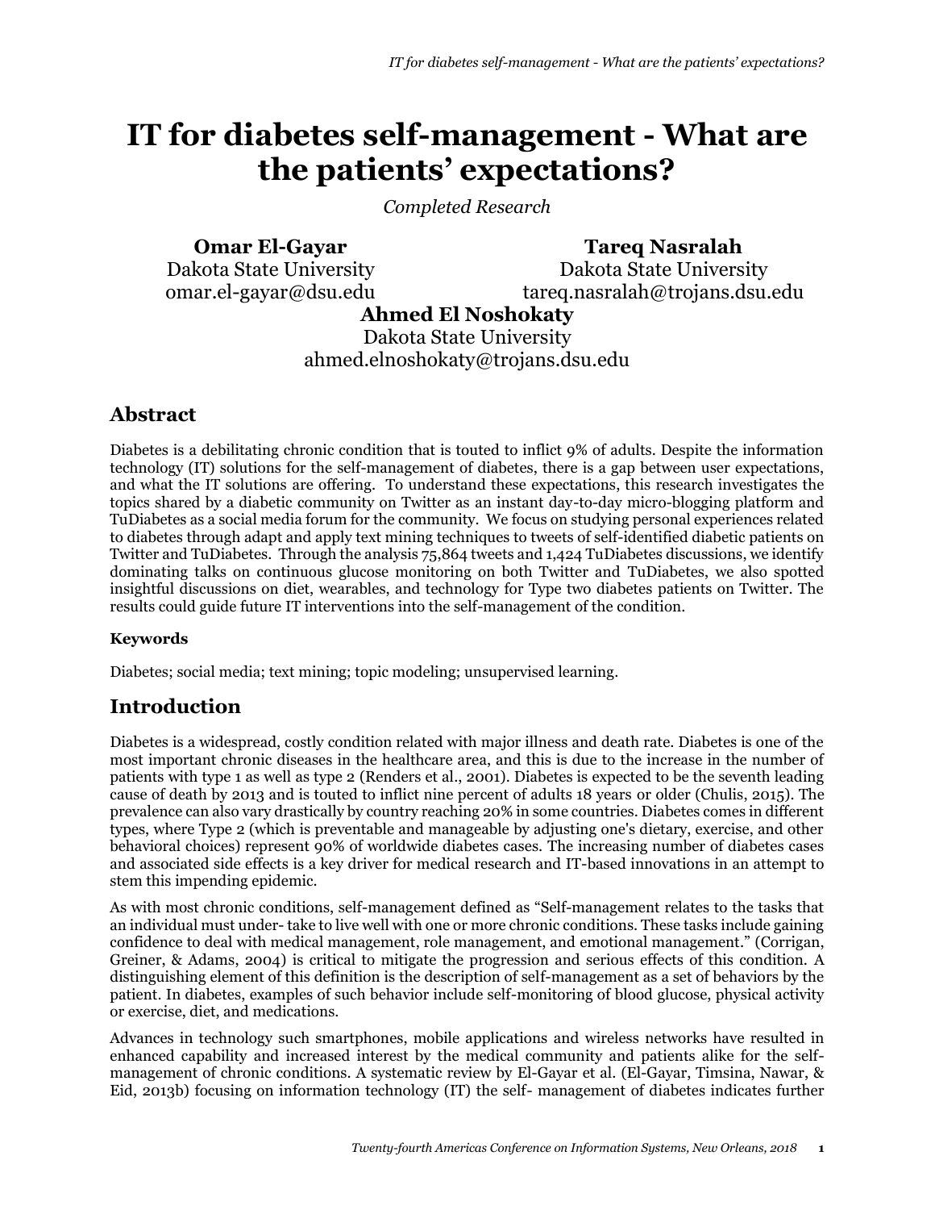# IT for diabetes self-management - What are the patients' expectations?

*Completed Research*

**Omar El-Gayar**
Dakota State University
omar.el-gayar@dsu.edu

**Tareq Nasralah**
Dakota State University
tareq.nasralah@trojans.dsu.edu

**Ahmed El Noshokaty**
Dakota State University
ahmed.elnoshokaty@trojans.dsu.edu

## Abstract

Diabetes is a debilitating chronic condition that is touted to inflict 9% of adults. Despite the information technology (IT) solutions for the self-management of diabetes, there is a gap between user expectations, and what the IT solutions are offering. To understand these expectations, this research investigates the topics shared by a diabetic community on Twitter as an instant day-to-day micro-blogging platform and TuDiabetes as a social media forum for the community. We focus on studying personal experiences related to diabetes through adapt and apply text mining techniques to tweets of self-identified diabetic patients on Twitter and TuDiabetes. Through the analysis 75,864 tweets and 1,424 TuDiabetes discussions, we identify dominating talks on continuous glucose monitoring on both Twitter and TuDiabetes, we also spotted insightful discussions on diet, wearables, and technology for Type two diabetes patients on Twitter. The results could guide future IT interventions into the self-management of the condition.

### Keywords

Diabetes; social media; text mining; topic modeling; unsupervised learning.

## Introduction

Diabetes is a widespread, costly condition related with major illness and death rate. Diabetes is one of the most important chronic diseases in the healthcare area, and this is due to the increase in the number of patients with type 1 as well as type 2 (Renders et al., 2001). Diabetes is expected to be the seventh leading cause of death by 2013 and is touted to inflict nine percent of adults 18 years or older (Chulis, 2015). The prevalence can also vary drastically by country reaching 20% in some countries. Diabetes comes in different types, where Type 2 (which is preventable and manageable by adjusting one's dietary, exercise, and other behavioral choices) represent 90% of worldwide diabetes cases. The increasing number of diabetes cases and associated side effects is a key driver for medical research and IT-based innovations in an attempt to stem this impending epidemic.

As with most chronic conditions, self-management defined as "Self-management relates to the tasks that an individual must under- take to live well with one or more chronic conditions. These tasks include gaining confidence to deal with medical management, role management, and emotional management." (Corrigan, Greiner, & Adams, 2004) is critical to mitigate the progression and serious effects of this condition. A distinguishing element of this definition is the description of self-management as a set of behaviors by the patient. In diabetes, examples of such behavior include self-monitoring of blood glucose, physical activity or exercise, diet, and medications.

Advances in technology such smartphones, mobile applications and wireless networks have resulted in enhanced capability and increased interest by the medical community and patients alike for the self-management of chronic conditions. A systematic review by El-Gayar et al. (El-Gayar, Timsina, Nawar, & Eid, 2013b) focusing on information technology (IT) the self- management of diabetes indicates further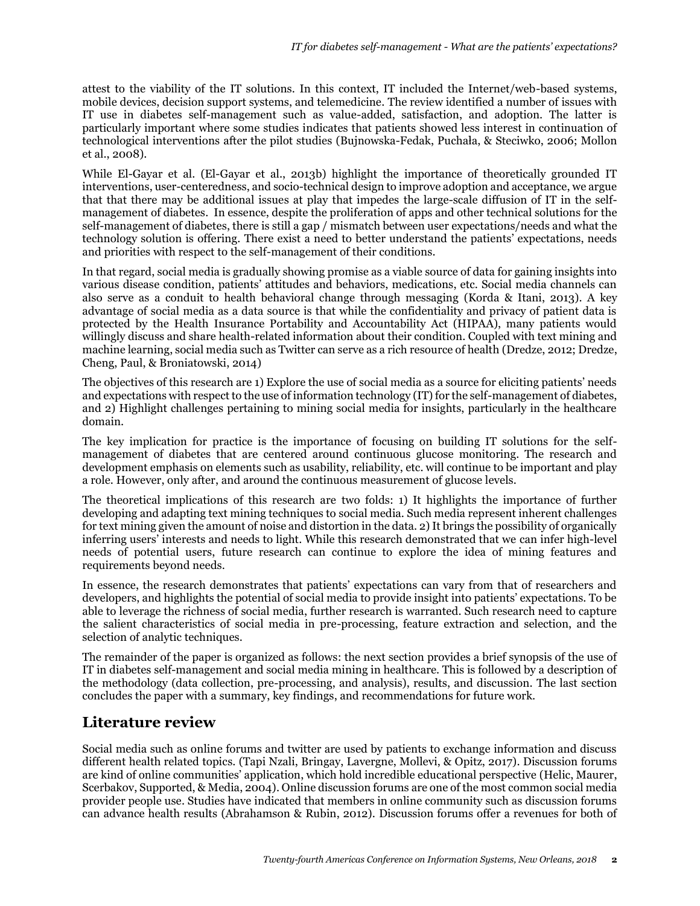attest to the viability of the IT solutions. In this context, IT included the Internet/web-based systems, mobile devices, decision support systems, and telemedicine. The review identified a number of issues with IT use in diabetes self-management such as value-added, satisfaction, and adoption. The latter is particularly important where some studies indicates that patients showed less interest in continuation of technological interventions after the pilot studies (Bujnowska-Fedak, Puchała, & Steciwko, 2006; Mollon et al., 2008).

While El-Gayar et al. (El-Gayar et al., 2013b) highlight the importance of theoretically grounded IT interventions, user-centeredness, and socio-technical design to improve adoption and acceptance, we argue that that there may be additional issues at play that impedes the large-scale diffusion of IT in the self-management of diabetes. In essence, despite the proliferation of apps and other technical solutions for the self-management of diabetes, there is still a gap / mismatch between user expectations/needs and what the technology solution is offering. There exist a need to better understand the patients' expectations, needs and priorities with respect to the self-management of their conditions.

In that regard, social media is gradually showing promise as a viable source of data for gaining insights into various disease condition, patients' attitudes and behaviors, medications, etc. Social media channels can also serve as a conduit to health behavioral change through messaging (Korda & Itani, 2013). A key advantage of social media as a data source is that while the confidentiality and privacy of patient data is protected by the Health Insurance Portability and Accountability Act (HIPAA), many patients would willingly discuss and share health-related information about their condition. Coupled with text mining and machine learning, social media such as Twitter can serve as a rich resource of health (Dredze, 2012; Dredze, Cheng, Paul, & Broniatowski, 2014)

The objectives of this research are 1) Explore the use of social media as a source for eliciting patients' needs and expectations with respect to the use of information technology (IT) for the self-management of diabetes, and 2) Highlight challenges pertaining to mining social media for insights, particularly in the healthcare domain.

The key implication for practice is the importance of focusing on building IT solutions for the self-management of diabetes that are centered around continuous glucose monitoring. The research and development emphasis on elements such as usability, reliability, etc. will continue to be important and play a role. However, only after, and around the continuous measurement of glucose levels.

The theoretical implications of this research are two folds: 1) It highlights the importance of further developing and adapting text mining techniques to social media. Such media represent inherent challenges for text mining given the amount of noise and distortion in the data. 2) It brings the possibility of organically inferring users' interests and needs to light. While this research demonstrated that we can infer high-level needs of potential users, future research can continue to explore the idea of mining features and requirements beyond needs.

In essence, the research demonstrates that patients' expectations can vary from that of researchers and developers, and highlights the potential of social media to provide insight into patients' expectations. To be able to leverage the richness of social media, further research is warranted. Such research need to capture the salient characteristics of social media in pre-processing, feature extraction and selection, and the selection of analytic techniques.

The remainder of the paper is organized as follows: the next section provides a brief synopsis of the use of IT in diabetes self-management and social media mining in healthcare. This is followed by a description of the methodology (data collection, pre-processing, and analysis), results, and discussion. The last section concludes the paper with a summary, key findings, and recommendations for future work.

## Literature review

Social media such as online forums and twitter are used by patients to exchange information and discuss different health related topics. (Tapi Nzali, Bringay, Lavergne, Mollevi, & Opitz, 2017). Discussion forums are kind of online communities' application, which hold incredible educational perspective (Helic, Maurer, Scerbakov, Supported, & Media, 2004). Online discussion forums are one of the most common social media provider people use. Studies have indicated that members in online community such as discussion forums can advance health results (Abrahamson & Rubin, 2012). Discussion forums offer a revenues for both of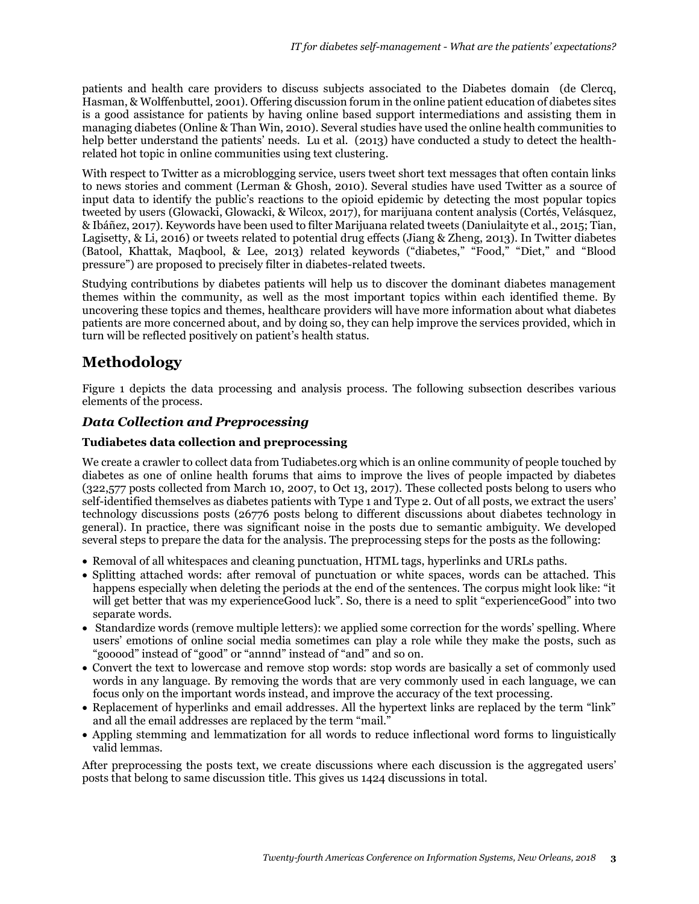patients and health care providers to discuss subjects associated to the Diabetes domain (de Clercq, Hasman, & Wolffenbuttel, 2001). Offering discussion forum in the online patient education of diabetes sites is a good assistance for patients by having online based support intermediations and assisting them in managing diabetes (Online & Than Win, 2010). Several studies have used the online health communities to help better understand the patients' needs. Lu et al. (2013) have conducted a study to detect the health-related hot topic in online communities using text clustering.

With respect to Twitter as a microblogging service, users tweet short text messages that often contain links to news stories and comment (Lerman & Ghosh, 2010). Several studies have used Twitter as a source of input data to identify the public's reactions to the opioid epidemic by detecting the most popular topics tweeted by users (Glowacki, Glowacki, & Wilcox, 2017), for marijuana content analysis (Cortés, Velásquez, & Ibáñez, 2017). Keywords have been used to filter Marijuana related tweets (Daniulaityte et al., 2015; Tian, Lagisetty, & Li, 2016) or tweets related to potential drug effects (Jiang & Zheng, 2013). In Twitter diabetes (Batool, Khattak, Maqbool, & Lee, 2013) related keywords ("diabetes," "Food," "Diet," and "Blood pressure") are proposed to precisely filter in diabetes-related tweets.

Studying contributions by diabetes patients will help us to discover the dominant diabetes management themes within the community, as well as the most important topics within each identified theme. By uncovering these topics and themes, healthcare providers will have more information about what diabetes patients are more concerned about, and by doing so, they can help improve the services provided, which in turn will be reflected positively on patient's health status.

# Methodology

Figure 1 depicts the data processing and analysis process. The following subsection describes various elements of the process.

## *Data Collection and Preprocessing*

### Tudiabetes data collection and preprocessing

We create a crawler to collect data from Tudiabetes.org which is an online community of people touched by diabetes as one of online health forums that aims to improve the lives of people impacted by diabetes (322,577 posts collected from March 10, 2007, to Oct 13, 2017). These collected posts belong to users who self-identified themselves as diabetes patients with Type 1 and Type 2. Out of all posts, we extract the users' technology discussions posts (26776 posts belong to different discussions about diabetes technology in general). In practice, there was significant noise in the posts due to semantic ambiguity. We developed several steps to prepare the data for the analysis. The preprocessing steps for the posts as the following:

- Removal of all whitespaces and cleaning punctuation, HTML tags, hyperlinks and URLs paths.
- Splitting attached words: after removal of punctuation or white spaces, words can be attached. This happens especially when deleting the periods at the end of the sentences. The corpus might look like: "it will get better that was my experienceGood luck". So, there is a need to split "experienceGood" into two separate words.
- Standardize words (remove multiple letters): we applied some correction for the words' spelling. Where users' emotions of online social media sometimes can play a role while they make the posts, such as "gooood" instead of "good" or "annnd" instead of "and" and so on.
- Convert the text to lowercase and remove stop words: stop words are basically a set of commonly used words in any language. By removing the words that are very commonly used in each language, we can focus only on the important words instead, and improve the accuracy of the text processing.
- Replacement of hyperlinks and email addresses. All the hypertext links are replaced by the term "link" and all the email addresses are replaced by the term "mail."
- Appling stemming and lemmatization for all words to reduce inflectional word forms to linguistically valid lemmas.

After preprocessing the posts text, we create discussions where each discussion is the aggregated users' posts that belong to same discussion title. This gives us 1424 discussions in total.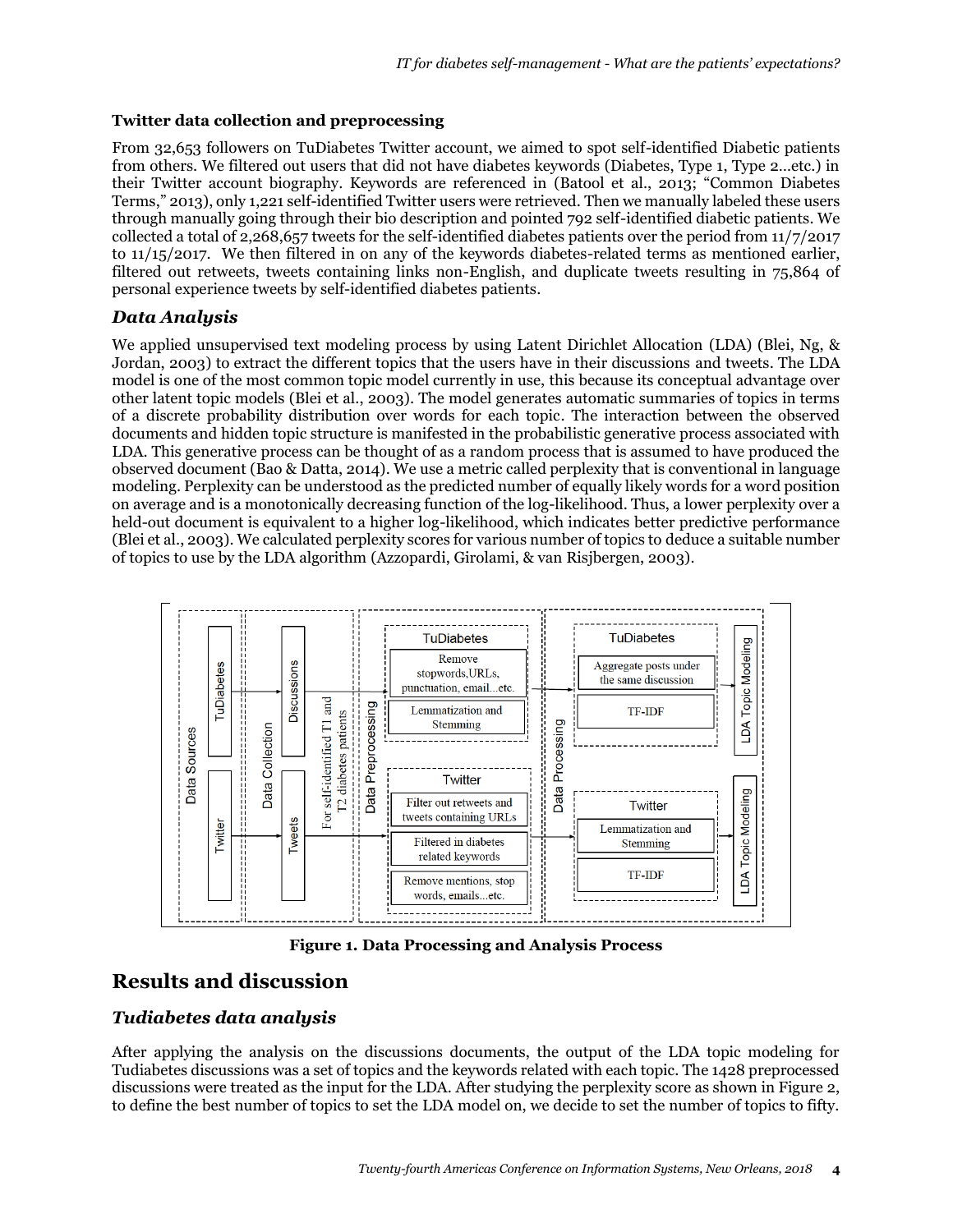### Twitter data collection and preprocessing

From 32,653 followers on TuDiabetes Twitter account, we aimed to spot self-identified Diabetic patients from others. We filtered out users that did not have diabetes keywords (Diabetes, Type 1, Type 2…etc.) in their Twitter account biography. Keywords are referenced in (Batool et al., 2013; "Common Diabetes Terms," 2013), only 1,221 self-identified Twitter users were retrieved. Then we manually labeled these users through manually going through their bio description and pointed 792 self-identified diabetic patients. We collected a total of 2,268,657 tweets for the self-identified diabetes patients over the period from 11/7/2017 to 11/15/2017. We then filtered in on any of the keywords diabetes-related terms as mentioned earlier, filtered out retweets, tweets containing links non-English, and duplicate tweets resulting in 75,864 of personal experience tweets by self-identified diabetes patients.

### *Data Analysis*

We applied unsupervised text modeling process by using Latent Dirichlet Allocation (LDA) (Blei, Ng, & Jordan, 2003) to extract the different topics that the users have in their discussions and tweets. The LDA model is one of the most common topic model currently in use, this because its conceptual advantage over other latent topic models (Blei et al., 2003). The model generates automatic summaries of topics in terms of a discrete probability distribution over words for each topic. The interaction between the observed documents and hidden topic structure is manifested in the probabilistic generative process associated with LDA. This generative process can be thought of as a random process that is assumed to have produced the observed document (Bao & Datta, 2014). We use a metric called perplexity that is conventional in language modeling. Perplexity can be understood as the predicted number of equally likely words for a word position on average and is a monotonically decreasing function of the log-likelihood. Thus, a lower perplexity over a held-out document is equivalent to a higher log-likelihood, which indicates better predictive performance (Blei et al., 2003). We calculated perplexity scores for various number of topics to deduce a suitable number of topics to use by the LDA algorithm (Azzopardi, Girolami, & van Risjbergen, 2003).

Data Sources: TuDiabetes, Twitter → Data Collection: Discussions, Tweets → For self-identified T1 and T2 diabetes patients → Data Preprocessing: TuDiabetes (Remove stopwords, URLs, punctuation, email…etc.; Lemmatization and Stemming); Twitter (Filter out retweets and tweets containing URLs; Filtered in diabetes related keywords; Remove mentions, stop words, emails…etc.) → Data Processing: TuDiabetes (Aggregate posts under the same discussion; TF-IDF); Twitter (Lemmatization and Stemming; TF-IDF) → LDA Topic Modeling

**Figure 1. Data Processing and Analysis Process**

## Results and discussion

### *Tudiabetes data analysis*

After applying the analysis on the discussions documents, the output of the LDA topic modeling for Tudiabetes discussions was a set of topics and the keywords related with each topic. The 1428 preprocessed discussions were treated as the input for the LDA. After studying the perplexity score as shown in Figure 2, to define the best number of topics to set the LDA model on, we decide to set the number of topics to fifty.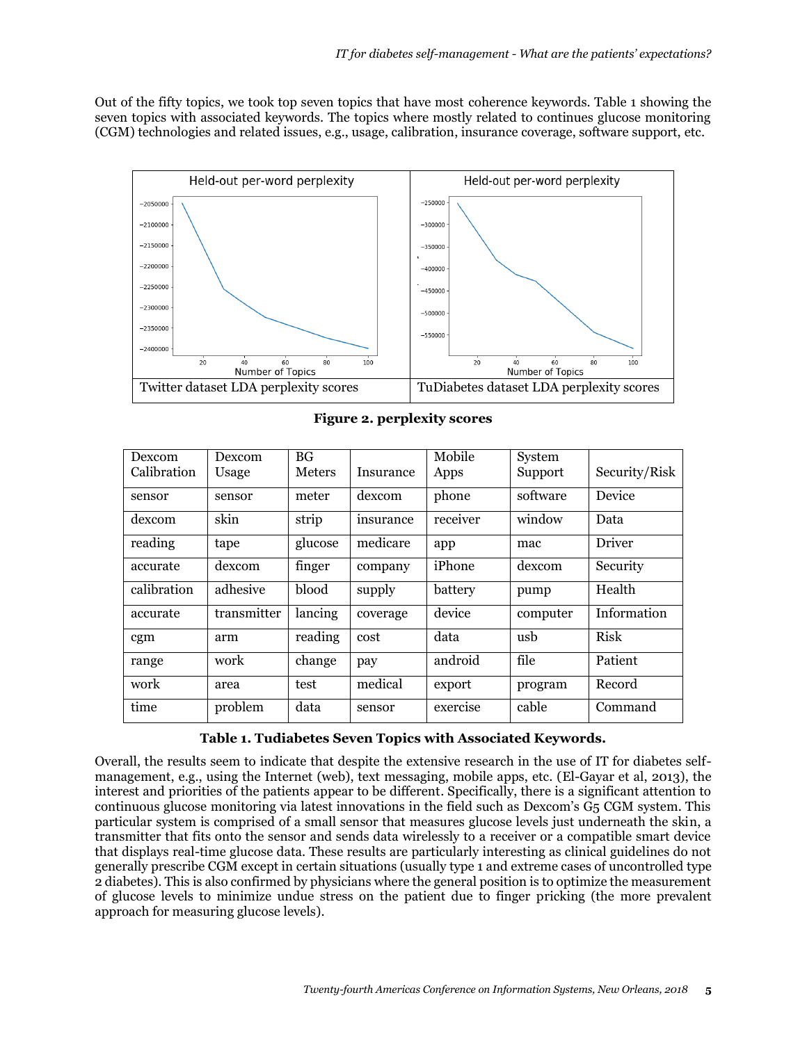Out of the fifty topics, we took top seven topics that have most coherence keywords. Table 1 showing the seven topics with associated keywords. The topics where mostly related to continues glucose monitoring (CGM) technologies and related issues, e.g., usage, calibration, insurance coverage, software support, etc.

| Twitter dataset LDA perplexity scores | TuDiabetes dataset LDA perplexity scores |
| --- | --- |

**Figure 2. perplexity scores**

| Dexcom Calibration | Dexcom Usage | BG Meters | Insurance | Mobile Apps | System Support | Security/Risk |
| --- | --- | --- | --- | --- | --- | --- |
| sensor | sensor | meter | dexcom | phone | software | Device |
| dexcom | skin | strip | insurance | receiver | window | Data |
| reading | tape | glucose | medicare | app | mac | Driver |
| accurate | dexcom | finger | company | iPhone | dexcom | Security |
| calibration | adhesive | blood | supply | battery | pump | Health |
| accurate | transmitter | lancing | coverage | device | computer | Information |
| cgm | arm | reading | cost | data | usb | Risk |
| range | work | change | pay | android | file | Patient |
| work | area | test | medical | export | program | Record |
| time | problem | data | sensor | exercise | cable | Command |

**Table 1. Tudiabetes Seven Topics with Associated Keywords.**

Overall, the results seem to indicate that despite the extensive research in the use of IT for diabetes self-management, e.g., using the Internet (web), text messaging, mobile apps, etc. (El-Gayar et al, 2013), the interest and priorities of the patients appear to be different. Specifically, there is a significant attention to continuous glucose monitoring via latest innovations in the field such as Dexcom's G5 CGM system. This particular system is comprised of a small sensor that measures glucose levels just underneath the skin, a transmitter that fits onto the sensor and sends data wirelessly to a receiver or a compatible smart device that displays real-time glucose data. These results are particularly interesting as clinical guidelines do not generally prescribe CGM except in certain situations (usually type 1 and extreme cases of uncontrolled type 2 diabetes). This is also confirmed by physicians where the general position is to optimize the measurement of glucose levels to minimize undue stress on the patient due to finger pricking (the more prevalent approach for measuring glucose levels).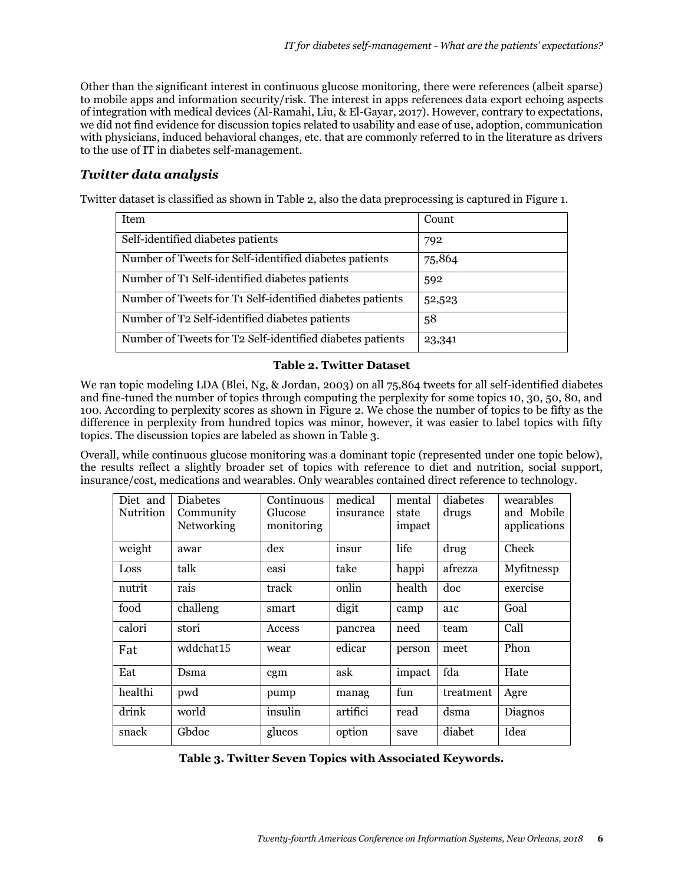Other than the significant interest in continuous glucose monitoring, there were references (albeit sparse) to mobile apps and information security/risk. The interest in apps references data export echoing aspects of integration with medical devices (Al-Ramahi, Liu, & El-Gayar, 2017). However, contrary to expectations, we did not find evidence for discussion topics related to usability and ease of use, adoption, communication with physicians, induced behavioral changes, etc. that are commonly referred to in the literature as drivers to the use of IT in diabetes self-management.

## *Twitter data analysis*

Twitter dataset is classified as shown in Table 2, also the data preprocessing is captured in Figure 1.

| Item | Count |
|---|---|
| Self-identified diabetes patients | 792 |
| Number of Tweets for Self-identified diabetes patients | 75,864 |
| Number of T1 Self-identified diabetes patients | 592 |
| Number of Tweets for T1 Self-identified diabetes patients | 52,523 |
| Number of T2 Self-identified diabetes patients | 58 |
| Number of Tweets for T2 Self-identified diabetes patients | 23,341 |

**Table 2. Twitter Dataset**

We ran topic modeling LDA (Blei, Ng, & Jordan, 2003) on all 75,864 tweets for all self-identified diabetes and fine-tuned the number of topics through computing the perplexity for some topics 10, 30, 50, 80, and 100. According to perplexity scores as shown in Figure 2. We chose the number of topics to be fifty as the difference in perplexity from hundred topics was minor, however, it was easier to label topics with fifty topics. The discussion topics are labeled as shown in Table 3.

Overall, while continuous glucose monitoring was a dominant topic (represented under one topic below), the results reflect a slightly broader set of topics with reference to diet and nutrition, social support, insurance/cost, medications and wearables. Only wearables contained direct reference to technology.

| Diet and Nutrition | Diabetes Community Networking | Continuous Glucose monitoring | medical insurance | mental state impact | diabetes drugs | wearables and Mobile applications |
|---|---|---|---|---|---|---|
| weight | awar | dex | insur | life | drug | Check |
| Loss | talk | easi | take | happi | afrezza | Myfitnessp |
| nutrit | rais | track | onlin | health | doc | exercise |
| food | challeng | smart | digit | camp | a1c | Goal |
| calori | stori | Access | pancrea | need | team | Call |
| Fat | wddchat15 | wear | edicar | person | meet | Phon |
| Eat | Dsma | cgm | ask | impact | fda | Hate |
| healthi | pwd | pump | manag | fun | treatment | Agre |
| drink | world | insulin | artifici | read | dsma | Diagnos |
| snack | Gbdoc | glucos | option | save | diabet | Idea |

**Table 3. Twitter Seven Topics with Associated Keywords.**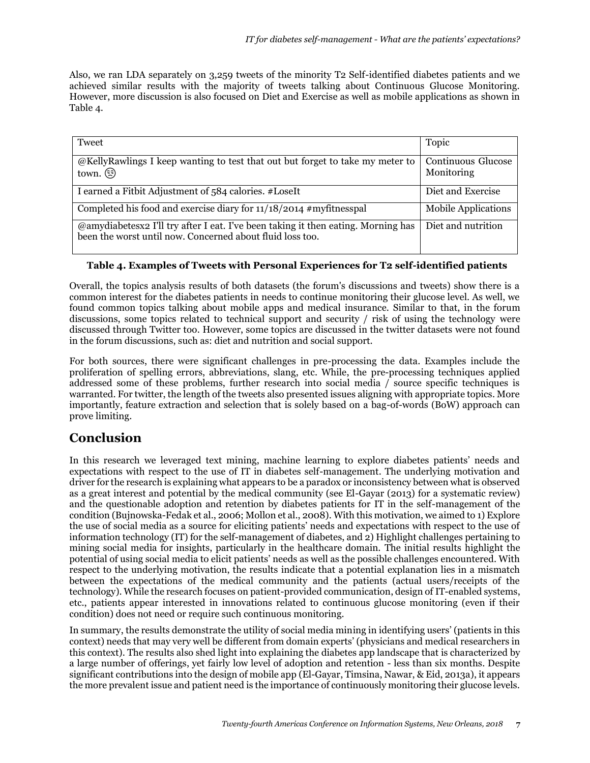Also, we ran LDA separately on 3,259 tweets of the minority T2 Self-identified diabetes patients and we achieved similar results with the majority of tweets talking about Continuous Glucose Monitoring. However, more discussion is also focused on Diet and Exercise as well as mobile applications as shown in Table 4.

| Tweet | Topic |
| --- | --- |
| @KellyRawlings I keep wanting to test that out but forget to take my meter to town. 😒 | Continuous Glucose Monitoring |
| I earned a Fitbit Adjustment of 584 calories. #LoseIt | Diet and Exercise |
| Completed his food and exercise diary for 11/18/2014 #myfitnesspal | Mobile Applications |
| @amydiabetesx2 I'll try after I eat. I've been taking it then eating. Morning has been the worst until now. Concerned about fluid loss too. | Diet and nutrition |

**Table 4. Examples of Tweets with Personal Experiences for T2 self-identified patients**

Overall, the topics analysis results of both datasets (the forum's discussions and tweets) show there is a common interest for the diabetes patients in needs to continue monitoring their glucose level. As well, we found common topics talking about mobile apps and medical insurance. Similar to that, in the forum discussions, some topics related to technical support and security / risk of using the technology were discussed through Twitter too. However, some topics are discussed in the twitter datasets were not found in the forum discussions, such as: diet and nutrition and social support.

For both sources, there were significant challenges in pre-processing the data. Examples include the proliferation of spelling errors, abbreviations, slang, etc. While, the pre-processing techniques applied addressed some of these problems, further research into social media / source specific techniques is warranted. For twitter, the length of the tweets also presented issues aligning with appropriate topics. More importantly, feature extraction and selection that is solely based on a bag-of-words (BoW) approach can prove limiting.

# Conclusion

In this research we leveraged text mining, machine learning to explore diabetes patients' needs and expectations with respect to the use of IT in diabetes self-management. The underlying motivation and driver for the research is explaining what appears to be a paradox or inconsistency between what is observed as a great interest and potential by the medical community (see El-Gayar (2013) for a systematic review) and the questionable adoption and retention by diabetes patients for IT in the self-management of the condition (Bujnowska-Fedak et al., 2006; Mollon et al., 2008). With this motivation, we aimed to 1) Explore the use of social media as a source for eliciting patients' needs and expectations with respect to the use of information technology (IT) for the self-management of diabetes, and 2) Highlight challenges pertaining to mining social media for insights, particularly in the healthcare domain. The initial results highlight the potential of using social media to elicit patients' needs as well as the possible challenges encountered. With respect to the underlying motivation, the results indicate that a potential explanation lies in a mismatch between the expectations of the medical community and the patients (actual users/receipts of the technology). While the research focuses on patient-provided communication, design of IT-enabled systems, etc., patients appear interested in innovations related to continuous glucose monitoring (even if their condition) does not need or require such continuous monitoring.

In summary, the results demonstrate the utility of social media mining in identifying users' (patients in this context) needs that may very well be different from domain experts' (physicians and medical researchers in this context). The results also shed light into explaining the diabetes app landscape that is characterized by a large number of offerings, yet fairly low level of adoption and retention - less than six months. Despite significant contributions into the design of mobile app (El-Gayar, Timsina, Nawar, & Eid, 2013a), it appears the more prevalent issue and patient need is the importance of continuously monitoring their glucose levels.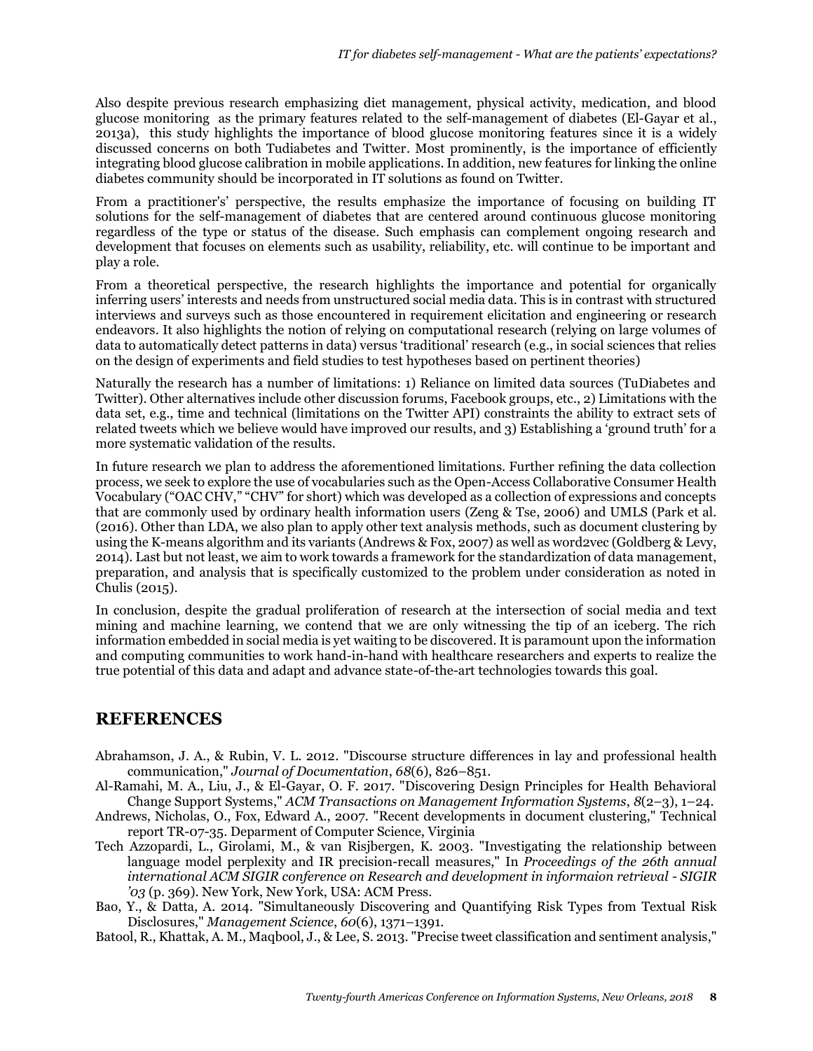Also despite previous research emphasizing diet management, physical activity, medication, and blood glucose monitoring as the primary features related to the self-management of diabetes (El-Gayar et al., 2013a), this study highlights the importance of blood glucose monitoring features since it is a widely discussed concerns on both Tudiabetes and Twitter. Most prominently, is the importance of efficiently integrating blood glucose calibration in mobile applications. In addition, new features for linking the online diabetes community should be incorporated in IT solutions as found on Twitter.

From a practitioner's' perspective, the results emphasize the importance of focusing on building IT solutions for the self-management of diabetes that are centered around continuous glucose monitoring regardless of the type or status of the disease. Such emphasis can complement ongoing research and development that focuses on elements such as usability, reliability, etc. will continue to be important and play a role.

From a theoretical perspective, the research highlights the importance and potential for organically inferring users' interests and needs from unstructured social media data. This is in contrast with structured interviews and surveys such as those encountered in requirement elicitation and engineering or research endeavors. It also highlights the notion of relying on computational research (relying on large volumes of data to automatically detect patterns in data) versus 'traditional' research (e.g., in social sciences that relies on the design of experiments and field studies to test hypotheses based on pertinent theories)

Naturally the research has a number of limitations: 1) Reliance on limited data sources (TuDiabetes and Twitter). Other alternatives include other discussion forums, Facebook groups, etc., 2) Limitations with the data set, e.g., time and technical (limitations on the Twitter API) constraints the ability to extract sets of related tweets which we believe would have improved our results, and 3) Establishing a 'ground truth' for a more systematic validation of the results.

In future research we plan to address the aforementioned limitations. Further refining the data collection process, we seek to explore the use of vocabularies such as the Open-Access Collaborative Consumer Health Vocabulary ("OAC CHV," "CHV" for short) which was developed as a collection of expressions and concepts that are commonly used by ordinary health information users (Zeng & Tse, 2006) and UMLS (Park et al. (2016). Other than LDA, we also plan to apply other text analysis methods, such as document clustering by using the K-means algorithm and its variants (Andrews & Fox, 2007) as well as word2vec (Goldberg & Levy, 2014). Last but not least, we aim to work towards a framework for the standardization of data management, preparation, and analysis that is specifically customized to the problem under consideration as noted in Chulis (2015).

In conclusion, despite the gradual proliferation of research at the intersection of social media and text mining and machine learning, we contend that we are only witnessing the tip of an iceberg. The rich information embedded in social media is yet waiting to be discovered. It is paramount upon the information and computing communities to work hand-in-hand with healthcare researchers and experts to realize the true potential of this data and adapt and advance state-of-the-art technologies towards this goal.

## REFERENCES

Abrahamson, J. A., & Rubin, V. L. 2012. "Discourse structure differences in lay and professional health communication," *Journal of Documentation*, *68*(6), 826–851.

Al-Ramahi, M. A., Liu, J., & El-Gayar, O. F. 2017. "Discovering Design Principles for Health Behavioral Change Support Systems," *ACM Transactions on Management Information Systems*, *8*(2–3), 1–24.

Andrews, Nicholas, O., Fox, Edward A., 2007. "Recent developments in document clustering," Technical report TR-07-35. Deparment of Computer Science, Virginia

Tech Azzopardi, L., Girolami, M., & van Risjbergen, K. 2003. "Investigating the relationship between language model perplexity and IR precision-recall measures," In *Proceedings of the 26th annual international ACM SIGIR conference on Research and development in informaion retrieval - SIGIR '03* (p. 369). New York, New York, USA: ACM Press.

Bao, Y., & Datta, A. 2014. "Simultaneously Discovering and Quantifying Risk Types from Textual Risk Disclosures," *Management Science*, *60*(6), 1371–1391.

Batool, R., Khattak, A. M., Maqbool, J., & Lee, S. 2013. "Precise tweet classification and sentiment analysis,"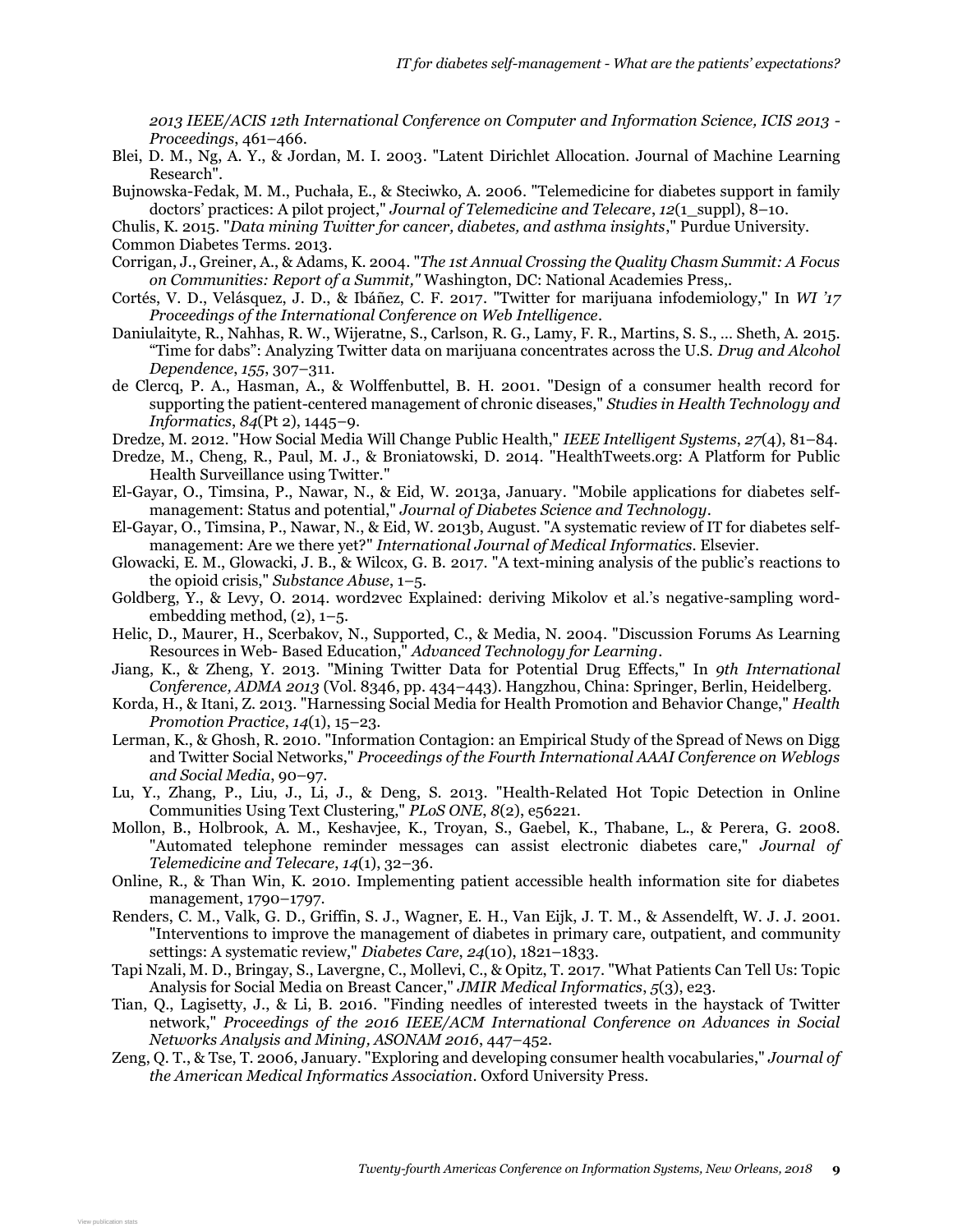*2013 IEEE/ACIS 12th International Conference on Computer and Information Science, ICIS 2013 - Proceedings*, 461–466.

Blei, D. M., Ng, A. Y., & Jordan, M. I. 2003. "Latent Dirichlet Allocation. Journal of Machine Learning Research".

Bujnowska-Fedak, M. M., Puchała, E., & Steciwko, A. 2006. "Telemedicine for diabetes support in family doctors' practices: A pilot project," *Journal of Telemedicine and Telecare*, *12*(1_suppl), 8–10.

Chulis, K. 2015. "*Data mining Twitter for cancer, diabetes, and asthma insights*," Purdue University.

Common Diabetes Terms. 2013.

Corrigan, J., Greiner, A., & Adams, K. 2004. "*The 1st Annual Crossing the Quality Chasm Summit: A Focus on Communities: Report of a Summit,"* Washington, DC: National Academies Press,.

Cortés, V. D., Velásquez, J. D., & Ibáñez, C. F. 2017. "Twitter for marijuana infodemiology," In *WI '17 Proceedings of the International Conference on Web Intelligence*.

Daniulaityte, R., Nahhas, R. W., Wijeratne, S., Carlson, R. G., Lamy, F. R., Martins, S. S., … Sheth, A. 2015. "Time for dabs": Analyzing Twitter data on marijuana concentrates across the U.S. *Drug and Alcohol Dependence*, *155*, 307–311.

de Clercq, P. A., Hasman, A., & Wolffenbuttel, B. H. 2001. "Design of a consumer health record for supporting the patient-centered management of chronic diseases," *Studies in Health Technology and Informatics*, *84*(Pt 2), 1445–9.

Dredze, M. 2012. "How Social Media Will Change Public Health," *IEEE Intelligent Systems*, *27*(4), 81–84.

Dredze, M., Cheng, R., Paul, M. J., & Broniatowski, D. 2014. "HealthTweets.org: A Platform for Public Health Surveillance using Twitter."

El-Gayar, O., Timsina, P., Nawar, N., & Eid, W. 2013a, January. "Mobile applications for diabetes self-management: Status and potential," *Journal of Diabetes Science and Technology*.

El-Gayar, O., Timsina, P., Nawar, N., & Eid, W. 2013b, August. "A systematic review of IT for diabetes self-management: Are we there yet?" *International Journal of Medical Informatics*. Elsevier.

Glowacki, E. M., Glowacki, J. B., & Wilcox, G. B. 2017. "A text-mining analysis of the public's reactions to the opioid crisis," *Substance Abuse*, 1–5.

Goldberg, Y., & Levy, O. 2014. word2vec Explained: deriving Mikolov et al.'s negative-sampling word-embedding method, (2), 1–5.

Helic, D., Maurer, H., Scerbakov, N., Supported, C., & Media, N. 2004. "Discussion Forums As Learning Resources in Web- Based Education," *Advanced Technology for Learning*.

Jiang, K., & Zheng, Y. 2013. "Mining Twitter Data for Potential Drug Effects," In *9th International Conference, ADMA 2013* (Vol. 8346, pp. 434–443). Hangzhou, China: Springer, Berlin, Heidelberg.

Korda, H., & Itani, Z. 2013. "Harnessing Social Media for Health Promotion and Behavior Change," *Health Promotion Practice*, *14*(1), 15–23.

Lerman, K., & Ghosh, R. 2010. "Information Contagion: an Empirical Study of the Spread of News on Digg and Twitter Social Networks," *Proceedings of the Fourth International AAAI Conference on Weblogs and Social Media*, 90–97.

Lu, Y., Zhang, P., Liu, J., Li, J., & Deng, S. 2013. "Health-Related Hot Topic Detection in Online Communities Using Text Clustering," *PLoS ONE*, *8*(2), e56221.

Mollon, B., Holbrook, A. M., Keshavjee, K., Troyan, S., Gaebel, K., Thabane, L., & Perera, G. 2008. "Automated telephone reminder messages can assist electronic diabetes care," *Journal of Telemedicine and Telecare*, *14*(1), 32–36.

Online, R., & Than Win, K. 2010. Implementing patient accessible health information site for diabetes management, 1790–1797.

Renders, C. M., Valk, G. D., Griffin, S. J., Wagner, E. H., Van Eijk, J. T. M., & Assendelft, W. J. J. 2001. "Interventions to improve the management of diabetes in primary care, outpatient, and community settings: A systematic review," *Diabetes Care*, *24*(10), 1821–1833.

Tapi Nzali, M. D., Bringay, S., Lavergne, C., Mollevi, C., & Opitz, T. 2017. "What Patients Can Tell Us: Topic Analysis for Social Media on Breast Cancer," *JMIR Medical Informatics*, *5*(3), e23.

Tian, Q., Lagisetty, J., & Li, B. 2016. "Finding needles of interested tweets in the haystack of Twitter network," *Proceedings of the 2016 IEEE/ACM International Conference on Advances in Social Networks Analysis and Mining, ASONAM 2016*, 447–452.

Zeng, Q. T., & Tse, T. 2006, January. "Exploring and developing consumer health vocabularies," *Journal of the American Medical Informatics Association*. Oxford University Press.